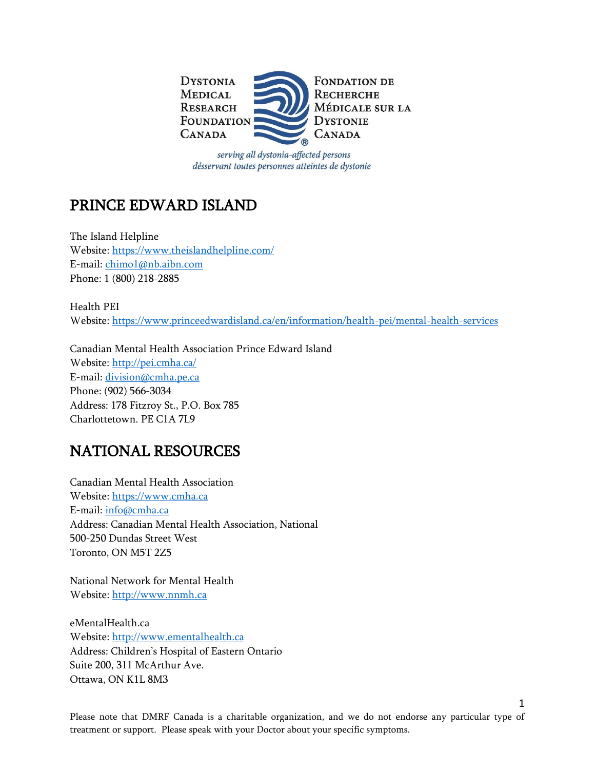Dystonia Medical Research Foundation Canada

Fondation de Recherche Médicale sur la Dystonie Canada

*serving all dystonia-affected persons*
*désservant toutes personnes atteintes de dystonie*

# PRINCE EDWARD ISLAND

The Island Helpline
Website: https://www.theislandhelpline.com/
E-mail: chimo1@nb.aibn.com
Phone: 1 (800) 218-2885

Health PEI
Website: https://www.princeedwardisland.ca/en/information/health-pei/mental-health-services

Canadian Mental Health Association Prince Edward Island
Website: http://pei.cmha.ca/
E-mail: division@cmha.pe.ca
Phone: (902) 566-3034
Address: 178 Fitzroy St., P.O. Box 785
Charlottetown. PE C1A 7L9

# NATIONAL RESOURCES

Canadian Mental Health Association
Website: https://www.cmha.ca
E-mail: info@cmha.ca
Address: Canadian Mental Health Association, National
500-250 Dundas Street West
Toronto, ON M5T 2Z5

National Network for Mental Health
Website: http://www.nnmh.ca

eMentalHealth.ca
Website: http://www.ementalhealth.ca
Address: Children's Hospital of Eastern Ontario
Suite 200, 311 McArthur Ave.
Ottawa, ON K1L 8M3

Please note that DMRF Canada is a charitable organization, and we do not endorse any particular type of treatment or support. Please speak with your Doctor about your specific symptoms.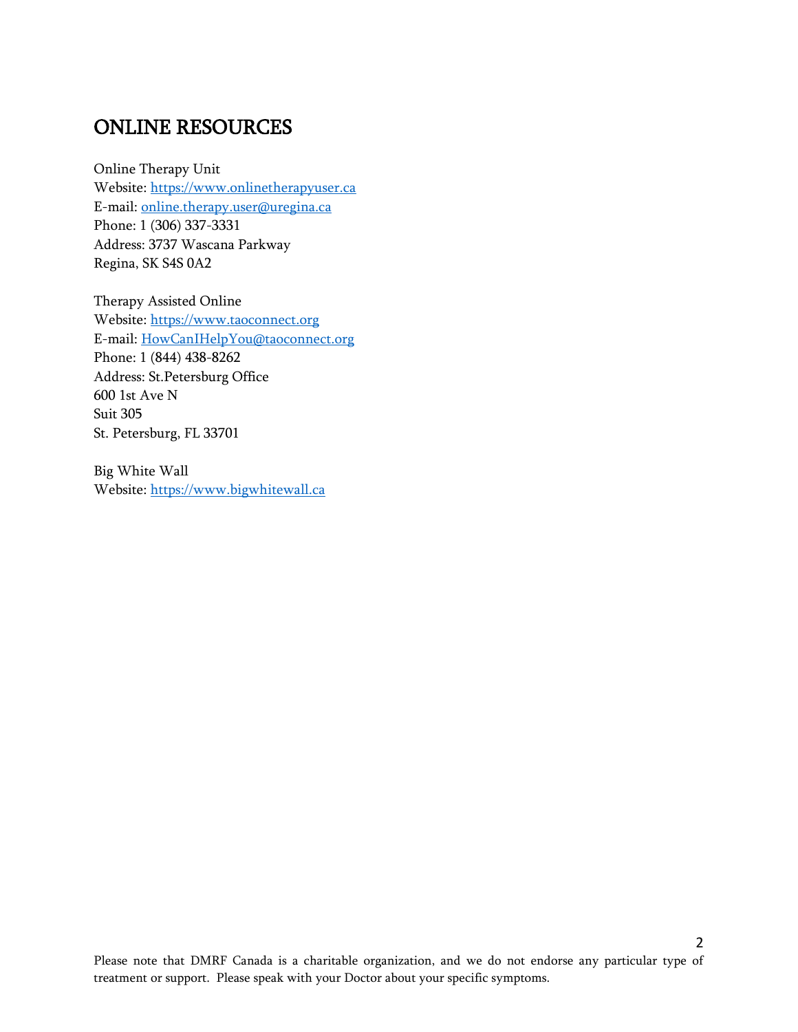## ONLINE RESOURCES

Online Therapy Unit
Website: https://www.onlinetherapyuser.ca
E-mail: online.therapy.user@uregina.ca
Phone: 1 (306) 337-3331
Address: 3737 Wascana Parkway
Regina, SK S4S 0A2

Therapy Assisted Online
Website: https://www.taoconnect.org
E-mail: HowCanIHelpYou@taoconnect.org
Phone: 1 (844) 438-8262
Address: St.Petersburg Office
600 1st Ave N
Suit 305
St. Petersburg, FL 33701

Big White Wall
Website: https://www.bigwhitewall.ca

Please note that DMRF Canada is a charitable organization, and we do not endorse any particular type of treatment or support. Please speak with your Doctor about your specific symptoms.